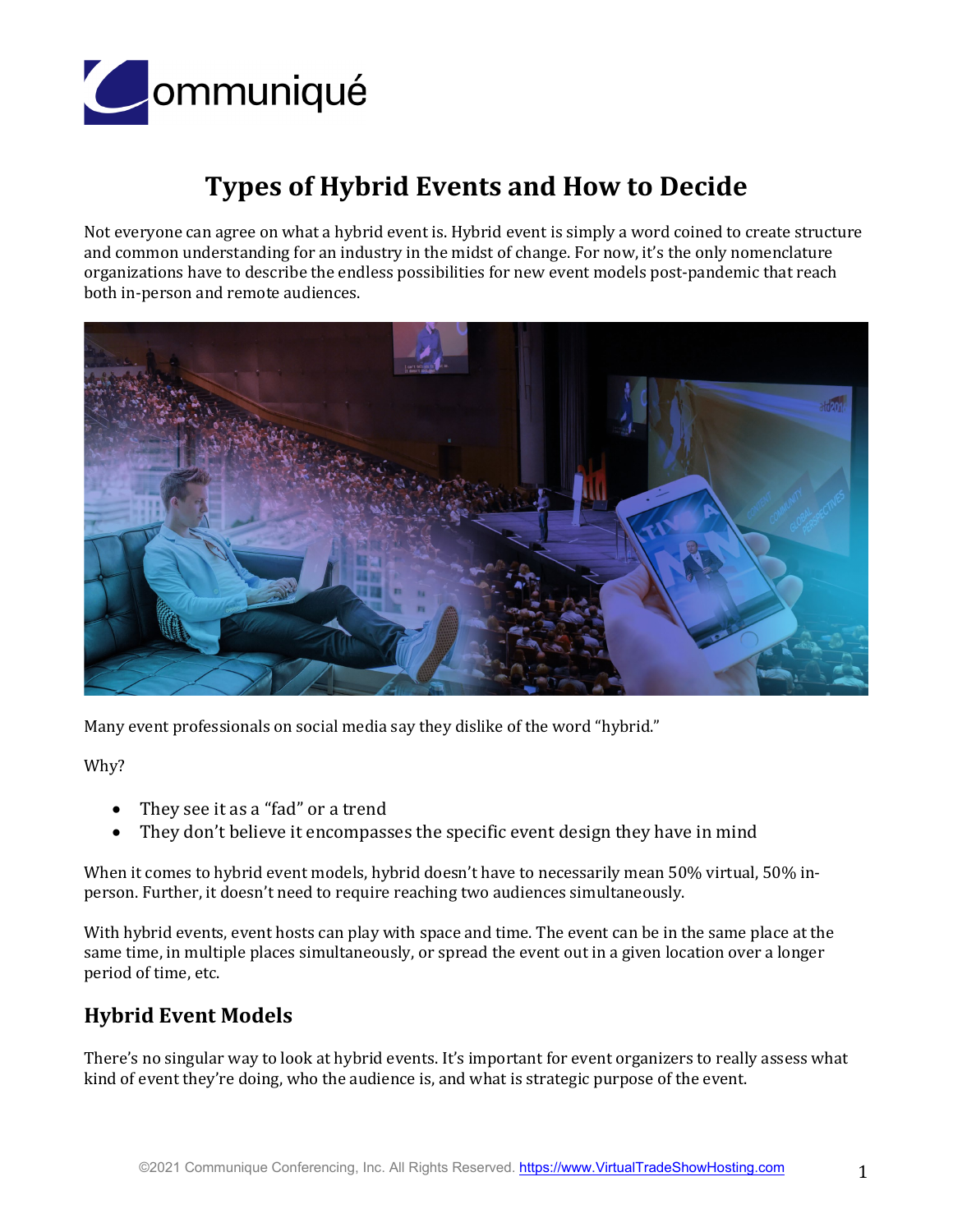# Types of Hybrid Events and How to Decide

Not everyone can agree on what a hybrid event is. Hybrid event is simply a word coined to create structure and common understanding for an industry in the midst of change. For now, it's the only nomenclature organizations have to describe the endless possibilities for new event models post-pandemic that reach both in-person and remote audiences.

Many event professionals on social media say they dislike of the word "hybrid."

Why?

- They see it as a "fad" or a trend
- They don't believe it encompasses the specific event design they have in mind

When it comes to hybrid event models, hybrid doesn't have to necessarily mean 50% virtual, 50% in-person. Further, it doesn't need to require reaching two audiences simultaneously.

With hybrid events, event hosts can play with space and time. The event can be in the same place at the same time, in multiple places simultaneously, or spread the event out in a given location over a longer period of time, etc.

## Hybrid Event Models

There's no singular way to look at hybrid events. It's important for event organizers to really assess what kind of event they're doing, who the audience is, and what is strategic purpose of the event.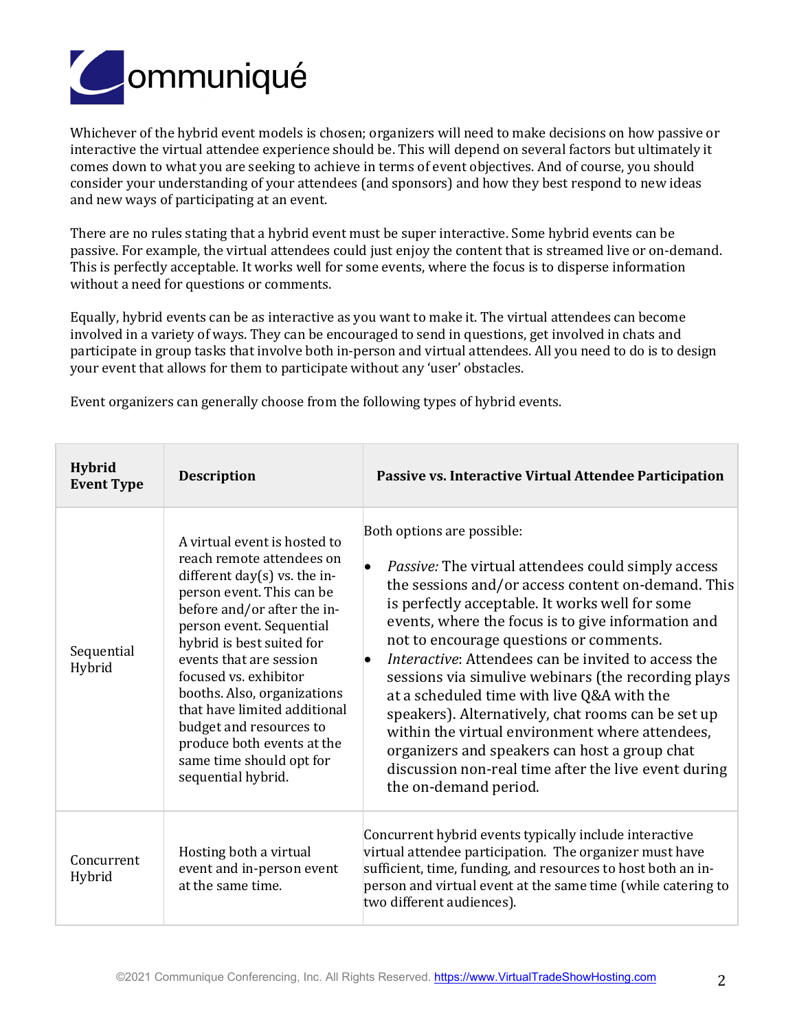Whichever of the hybrid event models is chosen; organizers will need to make decisions on how passive or interactive the virtual attendee experience should be. This will depend on several factors but ultimately it comes down to what you are seeking to achieve in terms of event objectives. And of course, you should consider your understanding of your attendees (and sponsors) and how they best respond to new ideas and new ways of participating at an event.

There are no rules stating that a hybrid event must be super interactive. Some hybrid events can be passive. For example, the virtual attendees could just enjoy the content that is streamed live or on-demand. This is perfectly acceptable. It works well for some events, where the focus is to disperse information without a need for questions or comments.

Equally, hybrid events can be as interactive as you want to make it. The virtual attendees can become involved in a variety of ways. They can be encouraged to send in questions, get involved in chats and participate in group tasks that involve both in-person and virtual attendees. All you need to do is to design your event that allows for them to participate without any 'user' obstacles.

Event organizers can generally choose from the following types of hybrid events.

| Hybrid Event Type | Description | Passive vs. Interactive Virtual Attendee Participation |
| --- | --- | --- |
| Sequential Hybrid | A virtual event is hosted to reach remote attendees on different day(s) vs. the in-person event. This can be before and/or after the in-person event. Sequential hybrid is best suited for events that are session focused vs. exhibitor booths. Also, organizations that have limited additional budget and resources to produce both events at the same time should opt for sequential hybrid. | Both options are possible:<br>• *Passive:* The virtual attendees could simply access the sessions and/or access content on-demand. This is perfectly acceptable. It works well for some events, where the focus is to give information and not to encourage questions or comments.<br>• *Interactive*: Attendees can be invited to access the sessions via simulive webinars (the recording plays at a scheduled time with live Q&A with the speakers). Alternatively, chat rooms can be set up within the virtual environment where attendees, organizers and speakers can host a group chat discussion non-real time after the live event during the on-demand period. |
| Concurrent Hybrid | Hosting both a virtual event and in-person event at the same time. | Concurrent hybrid events typically include interactive virtual attendee participation. The organizer must have sufficient, time, funding, and resources to host both an in-person and virtual event at the same time (while catering to two different audiences). |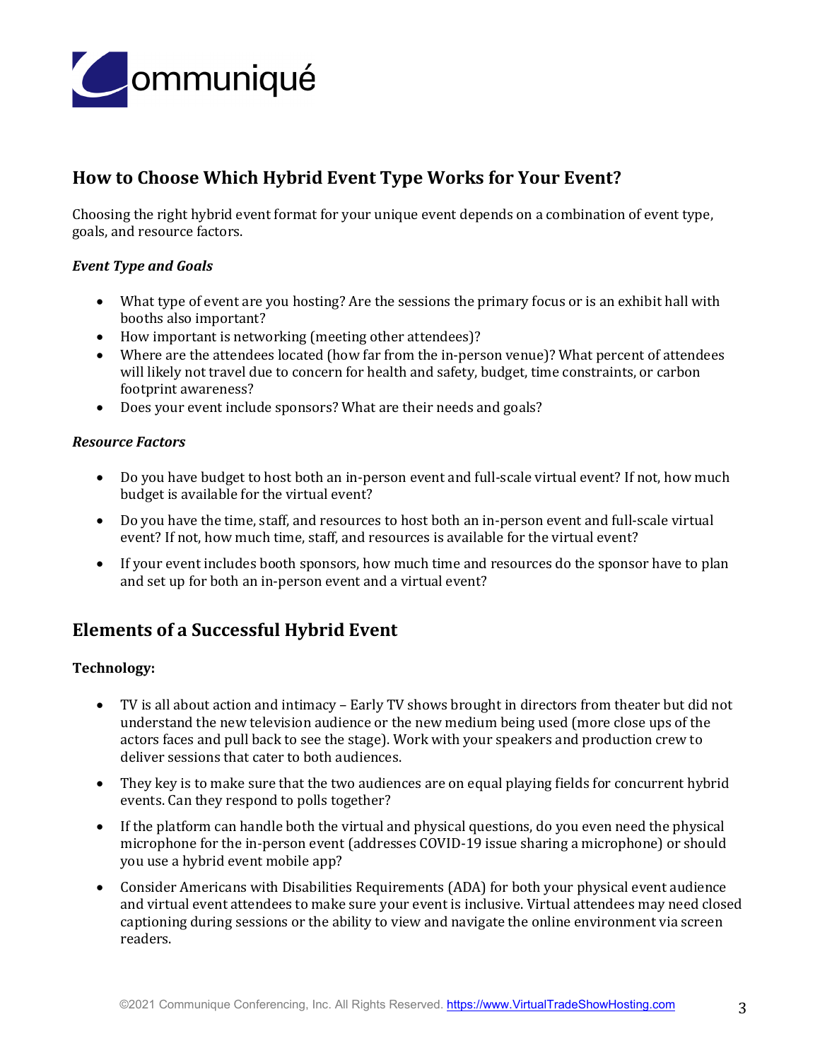## How to Choose Which Hybrid Event Type Works for Your Event?

Choosing the right hybrid event format for your unique event depends on a combination of event type, goals, and resource factors.

### *Event Type and Goals*

- What type of event are you hosting? Are the sessions the primary focus or is an exhibit hall with booths also important?
- How important is networking (meeting other attendees)?
- Where are the attendees located (how far from the in-person venue)? What percent of attendees will likely not travel due to concern for health and safety, budget, time constraints, or carbon footprint awareness?
- Does your event include sponsors? What are their needs and goals?

### *Resource Factors*

- Do you have budget to host both an in-person event and full-scale virtual event? If not, how much budget is available for the virtual event?
- Do you have the time, staff, and resources to host both an in-person event and full-scale virtual event? If not, how much time, staff, and resources is available for the virtual event?
- If your event includes booth sponsors, how much time and resources do the sponsor have to plan and set up for both an in-person event and a virtual event?

## Elements of a Successful Hybrid Event

**Technology:**

- TV is all about action and intimacy – Early TV shows brought in directors from theater but did not understand the new television audience or the new medium being used (more close ups of the actors faces and pull back to see the stage). Work with your speakers and production crew to deliver sessions that cater to both audiences.
- They key is to make sure that the two audiences are on equal playing fields for concurrent hybrid events. Can they respond to polls together?
- If the platform can handle both the virtual and physical questions, do you even need the physical microphone for the in-person event (addresses COVID-19 issue sharing a microphone) or should you use a hybrid event mobile app?
- Consider Americans with Disabilities Requirements (ADA) for both your physical event audience and virtual event attendees to make sure your event is inclusive. Virtual attendees may need closed captioning during sessions or the ability to view and navigate the online environment via screen readers.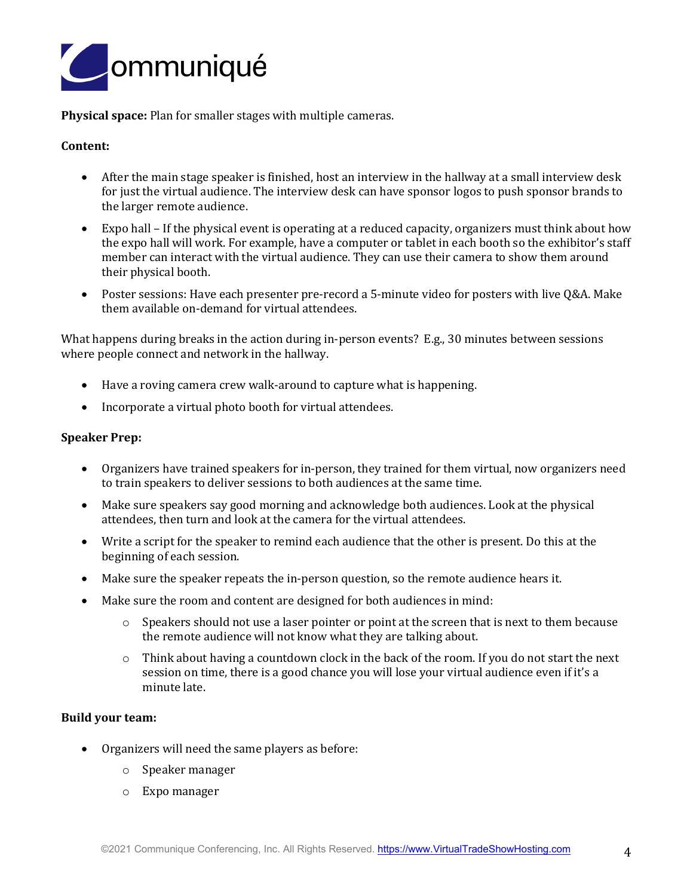**Physical space:** Plan for smaller stages with multiple cameras.

**Content:**

- After the main stage speaker is finished, host an interview in the hallway at a small interview desk for just the virtual audience. The interview desk can have sponsor logos to push sponsor brands to the larger remote audience.
- Expo hall – If the physical event is operating at a reduced capacity, organizers must think about how the expo hall will work. For example, have a computer or tablet in each booth so the exhibitor's staff member can interact with the virtual audience. They can use their camera to show them around their physical booth.
- Poster sessions: Have each presenter pre-record a 5-minute video for posters with live Q&A. Make them available on-demand for virtual attendees.

What happens during breaks in the action during in-person events? E.g., 30 minutes between sessions where people connect and network in the hallway.

- Have a roving camera crew walk-around to capture what is happening.
- Incorporate a virtual photo booth for virtual attendees.

**Speaker Prep:**

- Organizers have trained speakers for in-person, they trained for them virtual, now organizers need to train speakers to deliver sessions to both audiences at the same time.
- Make sure speakers say good morning and acknowledge both audiences. Look at the physical attendees, then turn and look at the camera for the virtual attendees.
- Write a script for the speaker to remind each audience that the other is present. Do this at the beginning of each session.
- Make sure the speaker repeats the in-person question, so the remote audience hears it.
- Make sure the room and content are designed for both audiences in mind:
  - Speakers should not use a laser pointer or point at the screen that is next to them because the remote audience will not know what they are talking about.
  - Think about having a countdown clock in the back of the room. If you do not start the next session on time, there is a good chance you will lose your virtual audience even if it's a minute late.

**Build your team:**

- Organizers will need the same players as before:
  - Speaker manager
  - Expo manager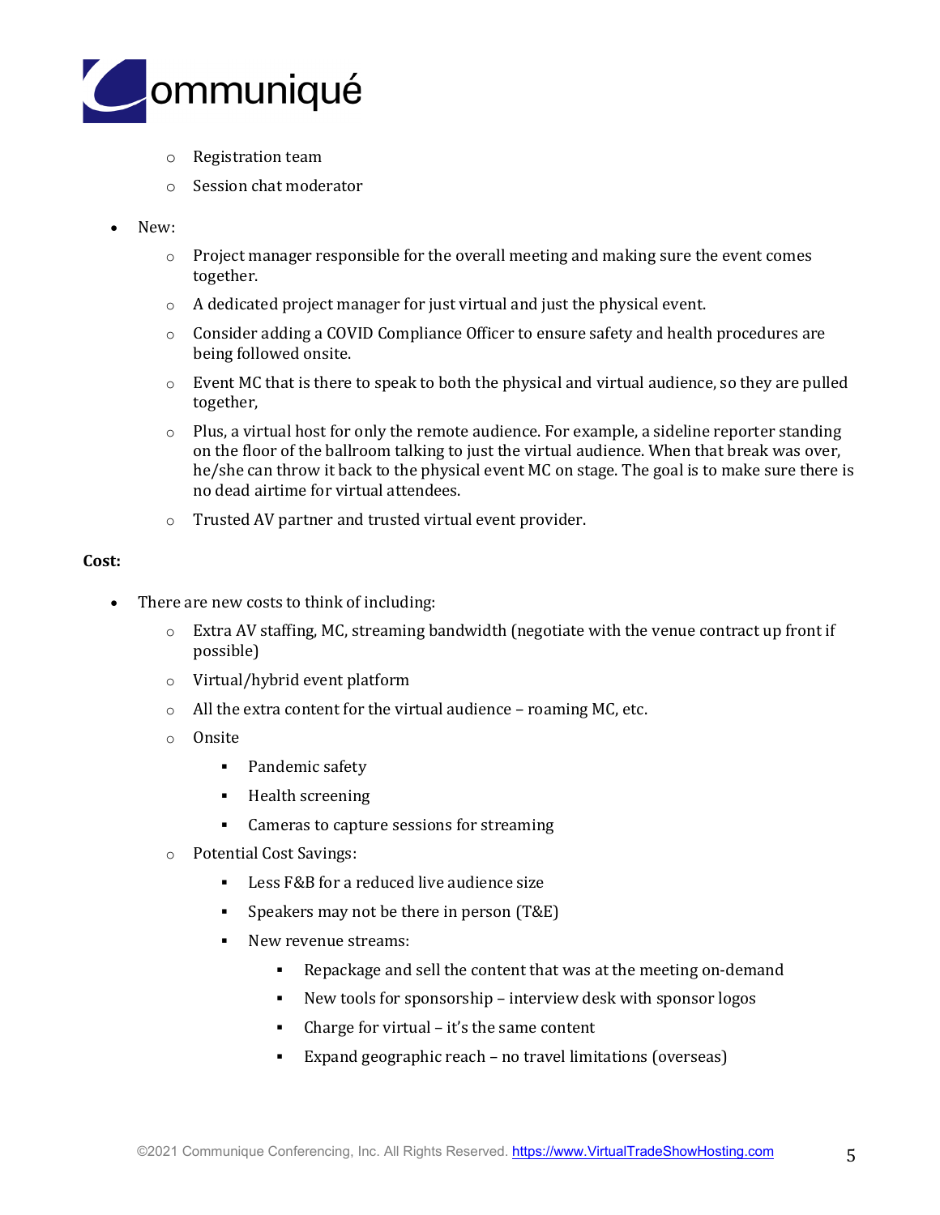- Registration team
- Session chat moderator

- New:
  - Project manager responsible for the overall meeting and making sure the event comes together.
  - A dedicated project manager for just virtual and just the physical event.
  - Consider adding a COVID Compliance Officer to ensure safety and health procedures are being followed onsite.
  - Event MC that is there to speak to both the physical and virtual audience, so they are pulled together,
  - Plus, a virtual host for only the remote audience. For example, a sideline reporter standing on the floor of the ballroom talking to just the virtual audience. When that break was over, he/she can throw it back to the physical event MC on stage. The goal is to make sure there is no dead airtime for virtual attendees.
  - Trusted AV partner and trusted virtual event provider.

**Cost:**

- There are new costs to think of including:
  - Extra AV staffing, MC, streaming bandwidth (negotiate with the venue contract up front if possible)
  - Virtual/hybrid event platform
  - All the extra content for the virtual audience – roaming MC, etc.
  - Onsite
    - Pandemic safety
    - Health screening
    - Cameras to capture sessions for streaming
  - Potential Cost Savings:
    - Less F&B for a reduced live audience size
    - Speakers may not be there in person (T&E)
    - New revenue streams:
      - Repackage and sell the content that was at the meeting on-demand
      - New tools for sponsorship – interview desk with sponsor logos
      - Charge for virtual – it's the same content
      - Expand geographic reach – no travel limitations (overseas)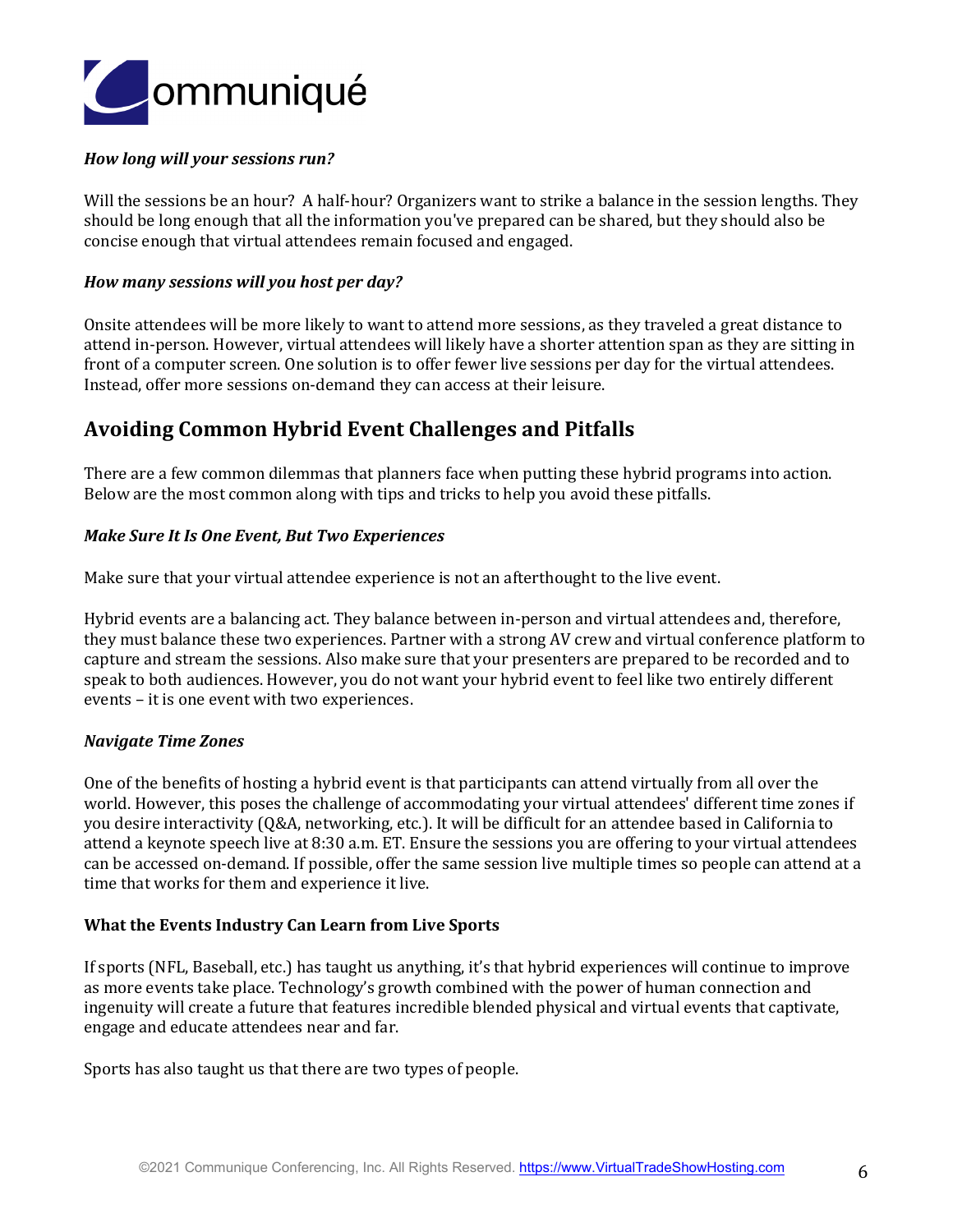***How long will your sessions run?***

Will the sessions be an hour?  A half-hour? Organizers want to strike a balance in the session lengths. They should be long enough that all the information you've prepared can be shared, but they should also be concise enough that virtual attendees remain focused and engaged.

***How many sessions will you host per day?***

Onsite attendees will be more likely to want to attend more sessions, as they traveled a great distance to attend in-person. However, virtual attendees will likely have a shorter attention span as they are sitting in front of a computer screen. One solution is to offer fewer live sessions per day for the virtual attendees. Instead, offer more sessions on-demand they can access at their leisure.

## Avoiding Common Hybrid Event Challenges and Pitfalls

There are a few common dilemmas that planners face when putting these hybrid programs into action. Below are the most common along with tips and tricks to help you avoid these pitfalls.

***Make Sure It Is One Event, But Two Experiences***

Make sure that your virtual attendee experience is not an afterthought to the live event.

Hybrid events are a balancing act. They balance between in-person and virtual attendees and, therefore, they must balance these two experiences. Partner with a strong AV crew and virtual conference platform to capture and stream the sessions. Also make sure that your presenters are prepared to be recorded and to speak to both audiences. However, you do not want your hybrid event to feel like two entirely different events – it is one event with two experiences.

***Navigate Time Zones***

One of the benefits of hosting a hybrid event is that participants can attend virtually from all over the world. However, this poses the challenge of accommodating your virtual attendees' different time zones if you desire interactivity (Q&A, networking, etc.). It will be difficult for an attendee based in California to attend a keynote speech live at 8:30 a.m. ET. Ensure the sessions you are offering to your virtual attendees can be accessed on-demand. If possible, offer the same session live multiple times so people can attend at a time that works for them and experience it live.

**What the Events Industry Can Learn from Live Sports**

If sports (NFL, Baseball, etc.) has taught us anything, it's that hybrid experiences will continue to improve as more events take place. Technology's growth combined with the power of human connection and ingenuity will create a future that features incredible blended physical and virtual events that captivate, engage and educate attendees near and far.

Sports has also taught us that there are two types of people.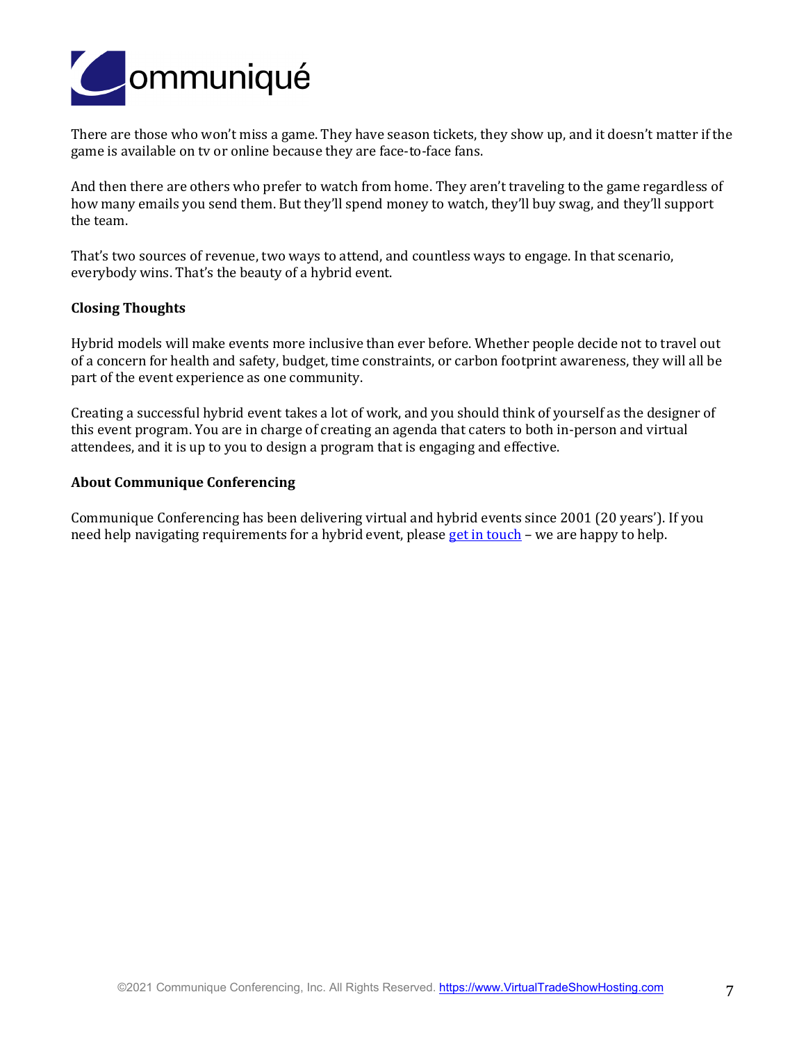There are those who won't miss a game. They have season tickets, they show up, and it doesn't matter if the game is available on tv or online because they are face-to-face fans.

And then there are others who prefer to watch from home. They aren't traveling to the game regardless of how many emails you send them. But they'll spend money to watch, they'll buy swag, and they'll support the team.

That's two sources of revenue, two ways to attend, and countless ways to engage. In that scenario, everybody wins. That's the beauty of a hybrid event.

**Closing Thoughts**

Hybrid models will make events more inclusive than ever before. Whether people decide not to travel out of a concern for health and safety, budget, time constraints, or carbon footprint awareness, they will all be part of the event experience as one community.

Creating a successful hybrid event takes a lot of work, and you should think of yourself as the designer of this event program. You are in charge of creating an agenda that caters to both in-person and virtual attendees, and it is up to you to design a program that is engaging and effective.

**About Communique Conferencing**

Communique Conferencing has been delivering virtual and hybrid events since 2001 (20 years'). If you need help navigating requirements for a hybrid event, please get in touch – we are happy to help.